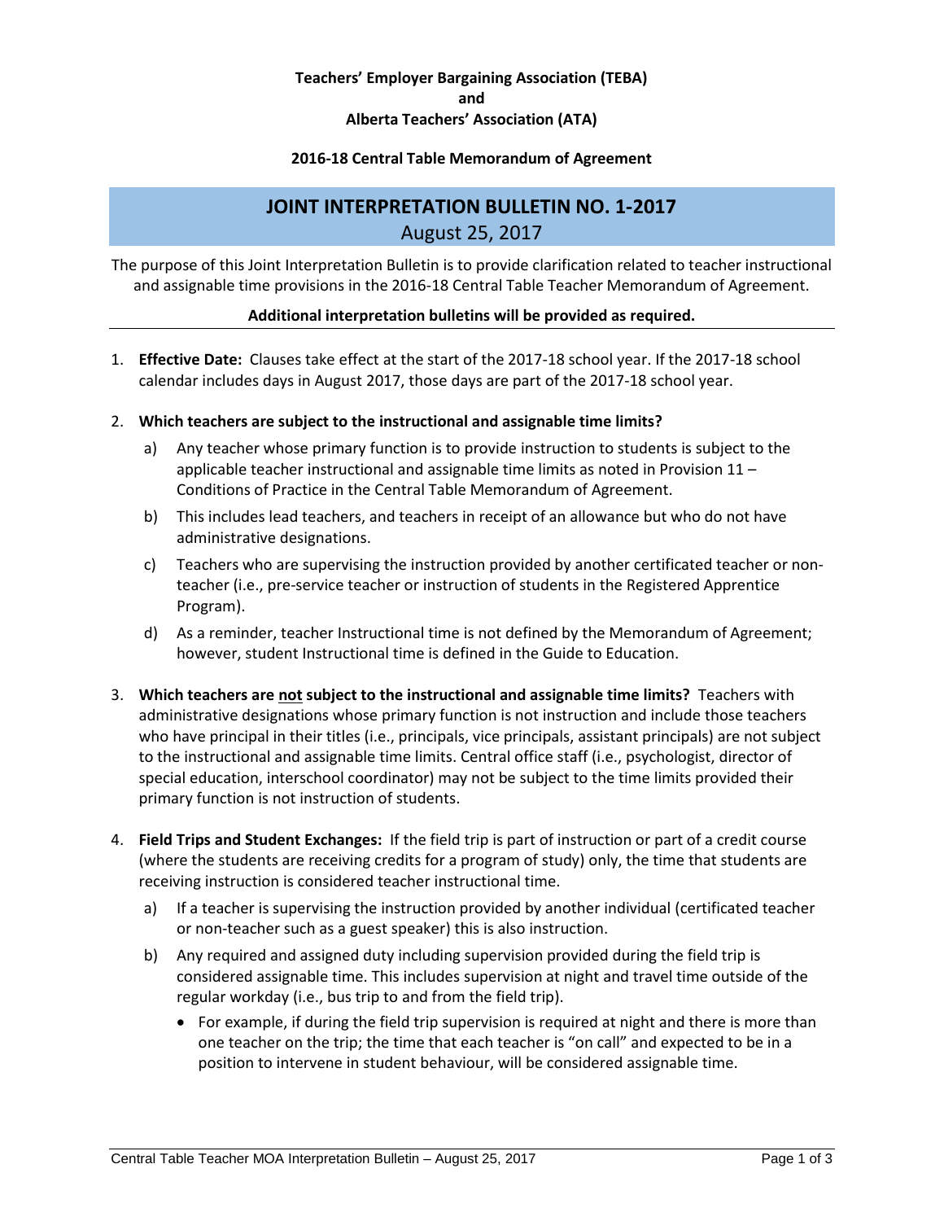**Teachers' Employer Bargaining Association (TEBA)**
**and**
**Alberta Teachers' Association (ATA)**

**2016-18 Central Table Memorandum of Agreement**

# JOINT INTERPRETATION BULLETIN NO. 1-2017

August 25, 2017

The purpose of this Joint Interpretation Bulletin is to provide clarification related to teacher instructional and assignable time provisions in the 2016-18 Central Table Teacher Memorandum of Agreement.

**Additional interpretation bulletins will be provided as required.**

---

1. **Effective Date:** Clauses take effect at the start of the 2017-18 school year. If the 2017-18 school calendar includes days in August 2017, those days are part of the 2017-18 school year.

2. **Which teachers are subject to the instructional and assignable time limits?**
   a) Any teacher whose primary function is to provide instruction to students is subject to the applicable teacher instructional and assignable time limits as noted in Provision 11 – Conditions of Practice in the Central Table Memorandum of Agreement.
   b) This includes lead teachers, and teachers in receipt of an allowance but who do not have administrative designations.
   c) Teachers who are supervising the instruction provided by another certificated teacher or non-teacher (i.e., pre-service teacher or instruction of students in the Registered Apprentice Program).
   d) As a reminder, teacher Instructional time is not defined by the Memorandum of Agreement; however, student Instructional time is defined in the Guide to Education.

3. **Which teachers are <u>not</u> subject to the instructional and assignable time limits?** Teachers with administrative designations whose primary function is not instruction and include those teachers who have principal in their titles (i.e., principals, vice principals, assistant principals) are not subject to the instructional and assignable time limits. Central office staff (i.e., psychologist, director of special education, interschool coordinator) may not be subject to the time limits provided their primary function is not instruction of students.

4. **Field Trips and Student Exchanges:** If the field trip is part of instruction or part of a credit course (where the students are receiving credits for a program of study) only, the time that students are receiving instruction is considered teacher instructional time.
   a) If a teacher is supervising the instruction provided by another individual (certificated teacher or non-teacher such as a guest speaker) this is also instruction.
   b) Any required and assigned duty including supervision provided during the field trip is considered assignable time. This includes supervision at night and travel time outside of the regular workday (i.e., bus trip to and from the field trip).
      - For example, if during the field trip supervision is required at night and there is more than one teacher on the trip; the time that each teacher is "on call" and expected to be in a position to intervene in student behaviour, will be considered assignable time.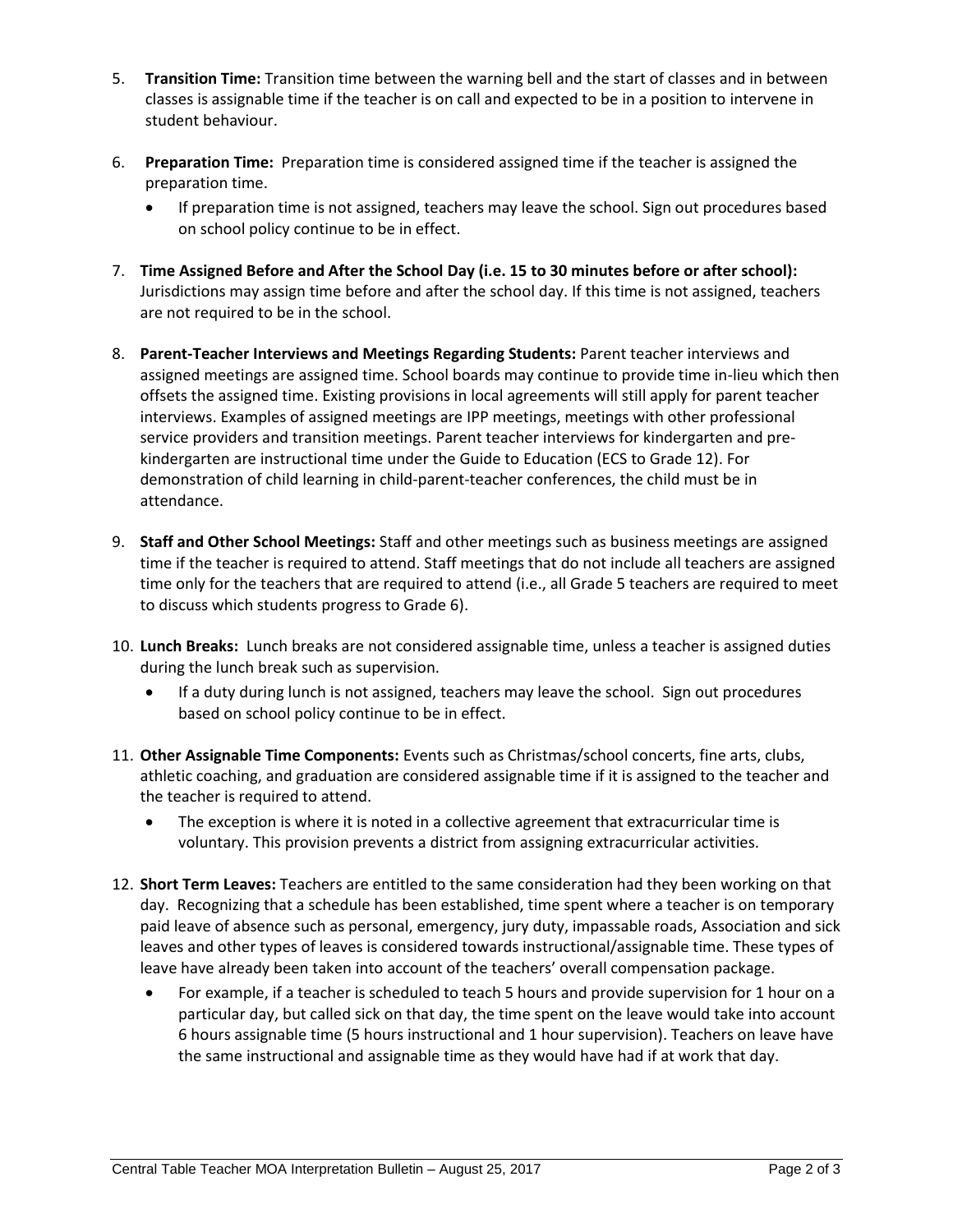5. **Transition Time:** Transition time between the warning bell and the start of classes and in between classes is assignable time if the teacher is on call and expected to be in a position to intervene in student behaviour.

6. **Preparation Time:** Preparation time is considered assigned time if the teacher is assigned the preparation time.
   - If preparation time is not assigned, teachers may leave the school. Sign out procedures based on school policy continue to be in effect.

7. **Time Assigned Before and After the School Day (i.e. 15 to 30 minutes before or after school):** Jurisdictions may assign time before and after the school day. If this time is not assigned, teachers are not required to be in the school.

8. **Parent-Teacher Interviews and Meetings Regarding Students:** Parent teacher interviews and assigned meetings are assigned time. School boards may continue to provide time in-lieu which then offsets the assigned time. Existing provisions in local agreements will still apply for parent teacher interviews. Examples of assigned meetings are IPP meetings, meetings with other professional service providers and transition meetings. Parent teacher interviews for kindergarten and pre-kindergarten are instructional time under the Guide to Education (ECS to Grade 12). For demonstration of child learning in child-parent-teacher conferences, the child must be in attendance.

9. **Staff and Other School Meetings:** Staff and other meetings such as business meetings are assigned time if the teacher is required to attend. Staff meetings that do not include all teachers are assigned time only for the teachers that are required to attend (i.e., all Grade 5 teachers are required to meet to discuss which students progress to Grade 6).

10. **Lunch Breaks:** Lunch breaks are not considered assignable time, unless a teacher is assigned duties during the lunch break such as supervision.
    - If a duty during lunch is not assigned, teachers may leave the school. Sign out procedures based on school policy continue to be in effect.

11. **Other Assignable Time Components:** Events such as Christmas/school concerts, fine arts, clubs, athletic coaching, and graduation are considered assignable time if it is assigned to the teacher and the teacher is required to attend.
    - The exception is where it is noted in a collective agreement that extracurricular time is voluntary. This provision prevents a district from assigning extracurricular activities.

12. **Short Term Leaves:** Teachers are entitled to the same consideration had they been working on that day. Recognizing that a schedule has been established, time spent where a teacher is on temporary paid leave of absence such as personal, emergency, jury duty, impassable roads, Association and sick leaves and other types of leaves is considered towards instructional/assignable time. These types of leave have already been taken into account of the teachers' overall compensation package.
    - For example, if a teacher is scheduled to teach 5 hours and provide supervision for 1 hour on a particular day, but called sick on that day, the time spent on the leave would take into account 6 hours assignable time (5 hours instructional and 1 hour supervision). Teachers on leave have the same instructional and assignable time as they would have had if at work that day.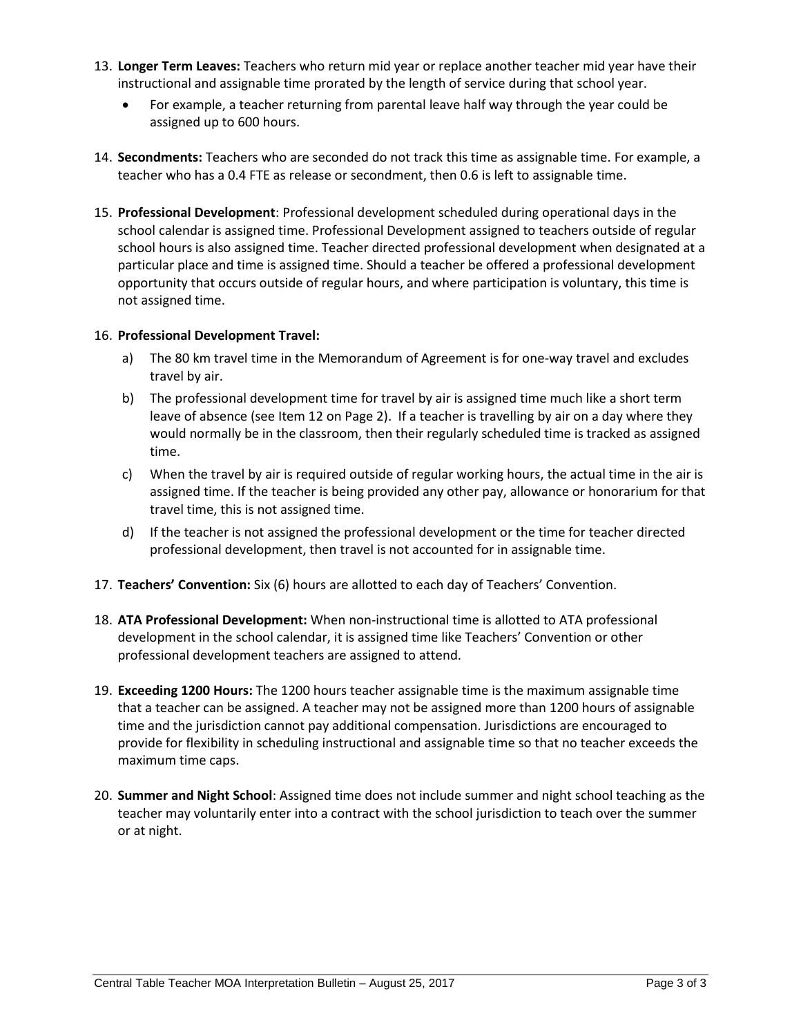13. **Longer Term Leaves:** Teachers who return mid year or replace another teacher mid year have their instructional and assignable time prorated by the length of service during that school year.
    - For example, a teacher returning from parental leave half way through the year could be assigned up to 600 hours.

14. **Secondments:** Teachers who are seconded do not track this time as assignable time. For example, a teacher who has a 0.4 FTE as release or secondment, then 0.6 is left to assignable time.

15. **Professional Development**: Professional development scheduled during operational days in the school calendar is assigned time. Professional Development assigned to teachers outside of regular school hours is also assigned time. Teacher directed professional development when designated at a particular place and time is assigned time. Should a teacher be offered a professional development opportunity that occurs outside of regular hours, and where participation is voluntary, this time is not assigned time.

16. **Professional Development Travel:**
    a) The 80 km travel time in the Memorandum of Agreement is for one-way travel and excludes travel by air.
    b) The professional development time for travel by air is assigned time much like a short term leave of absence (see Item 12 on Page 2). If a teacher is travelling by air on a day where they would normally be in the classroom, then their regularly scheduled time is tracked as assigned time.
    c) When the travel by air is required outside of regular working hours, the actual time in the air is assigned time. If the teacher is being provided any other pay, allowance or honorarium for that travel time, this is not assigned time.
    d) If the teacher is not assigned the professional development or the time for teacher directed professional development, then travel is not accounted for in assignable time.

17. **Teachers' Convention:** Six (6) hours are allotted to each day of Teachers' Convention.

18. **ATA Professional Development:** When non-instructional time is allotted to ATA professional development in the school calendar, it is assigned time like Teachers' Convention or other professional development teachers are assigned to attend.

19. **Exceeding 1200 Hours:** The 1200 hours teacher assignable time is the maximum assignable time that a teacher can be assigned. A teacher may not be assigned more than 1200 hours of assignable time and the jurisdiction cannot pay additional compensation. Jurisdictions are encouraged to provide for flexibility in scheduling instructional and assignable time so that no teacher exceeds the maximum time caps.

20. **Summer and Night School**: Assigned time does not include summer and night school teaching as the teacher may voluntarily enter into a contract with the school jurisdiction to teach over the summer or at night.